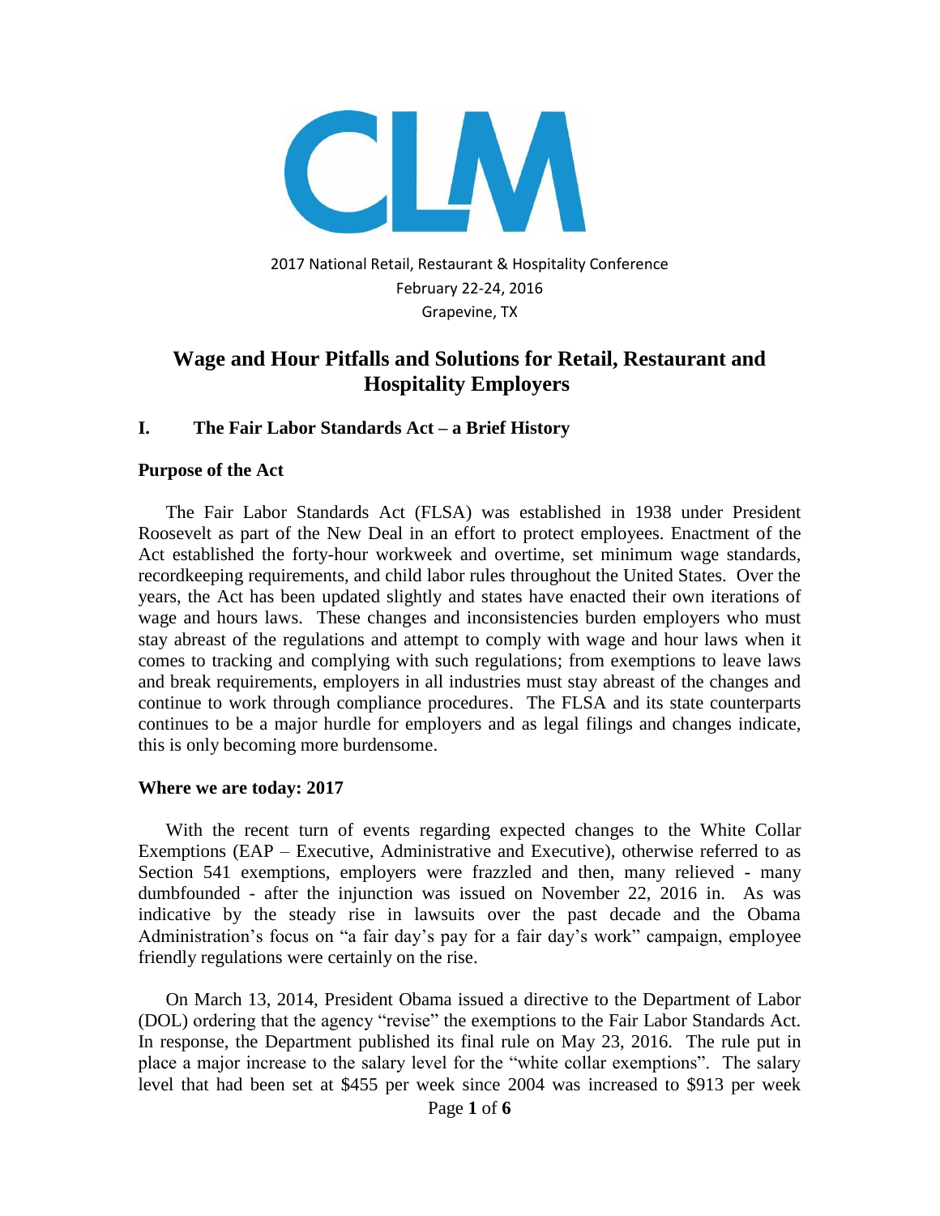2017 National Retail, Restaurant & Hospitality Conference
February 22-24, 2016
Grapevine, TX

# Wage and Hour Pitfalls and Solutions for Retail, Restaurant and Hospitality Employers

## I. The Fair Labor Standards Act – a Brief History

### Purpose of the Act

The Fair Labor Standards Act (FLSA) was established in 1938 under President Roosevelt as part of the New Deal in an effort to protect employees. Enactment of the Act established the forty-hour workweek and overtime, set minimum wage standards, recordkeeping requirements, and child labor rules throughout the United States. Over the years, the Act has been updated slightly and states have enacted their own iterations of wage and hours laws. These changes and inconsistencies burden employers who must stay abreast of the regulations and attempt to comply with wage and hour laws when it comes to tracking and complying with such regulations; from exemptions to leave laws and break requirements, employers in all industries must stay abreast of the changes and continue to work through compliance procedures. The FLSA and its state counterparts continues to be a major hurdle for employers and as legal filings and changes indicate, this is only becoming more burdensome.

### Where we are today: 2017

With the recent turn of events regarding expected changes to the White Collar Exemptions (EAP – Executive, Administrative and Executive), otherwise referred to as Section 541 exemptions, employers were frazzled and then, many relieved - many dumbfounded - after the injunction was issued on November 22, 2016 in. As was indicative by the steady rise in lawsuits over the past decade and the Obama Administration's focus on "a fair day's pay for a fair day's work" campaign, employee friendly regulations were certainly on the rise.

On March 13, 2014, President Obama issued a directive to the Department of Labor (DOL) ordering that the agency "revise" the exemptions to the Fair Labor Standards Act. In response, the Department published its final rule on May 23, 2016. The rule put in place a major increase to the salary level for the "white collar exemptions". The salary level that had been set at $455 per week since 2004 was increased to $913 per week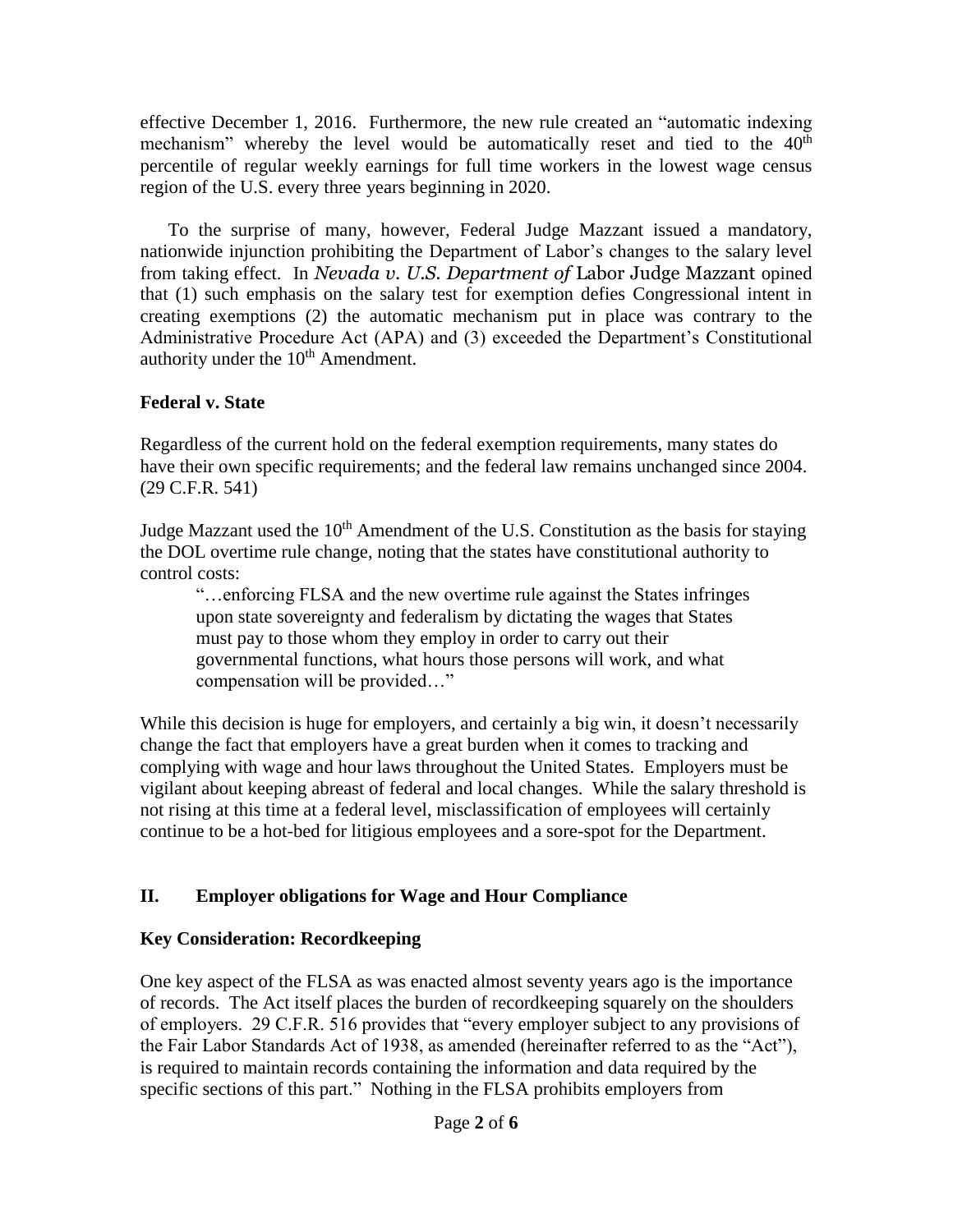effective December 1, 2016. Furthermore, the new rule created an "automatic indexing mechanism" whereby the level would be automatically reset and tied to the 40th percentile of regular weekly earnings for full time workers in the lowest wage census region of the U.S. every three years beginning in 2020.

To the surprise of many, however, Federal Judge Mazzant issued a mandatory, nationwide injunction prohibiting the Department of Labor's changes to the salary level from taking effect. In *Nevada v. U.S. Department of* Labor Judge Mazzant opined that (1) such emphasis on the salary test for exemption defies Congressional intent in creating exemptions (2) the automatic mechanism put in place was contrary to the Administrative Procedure Act (APA) and (3) exceeded the Department's Constitutional authority under the 10th Amendment.

**Federal v. State**

Regardless of the current hold on the federal exemption requirements, many states do have their own specific requirements; and the federal law remains unchanged since 2004. (29 C.F.R. 541)

Judge Mazzant used the 10th Amendment of the U.S. Constitution as the basis for staying the DOL overtime rule change, noting that the states have constitutional authority to control costs:

> "…enforcing FLSA and the new overtime rule against the States infringes upon state sovereignty and federalism by dictating the wages that States must pay to those whom they employ in order to carry out their governmental functions, what hours those persons will work, and what compensation will be provided…"

While this decision is huge for employers, and certainly a big win, it doesn't necessarily change the fact that employers have a great burden when it comes to tracking and complying with wage and hour laws throughout the United States. Employers must be vigilant about keeping abreast of federal and local changes. While the salary threshold is not rising at this time at a federal level, misclassification of employees will certainly continue to be a hot-bed for litigious employees and a sore-spot for the Department.

## II. Employer obligations for Wage and Hour Compliance

**Key Consideration: Recordkeeping**

One key aspect of the FLSA as was enacted almost seventy years ago is the importance of records. The Act itself places the burden of recordkeeping squarely on the shoulders of employers. 29 C.F.R. 516 provides that "every employer subject to any provisions of the Fair Labor Standards Act of 1938, as amended (hereinafter referred to as the "Act"), is required to maintain records containing the information and data required by the specific sections of this part." Nothing in the FLSA prohibits employers from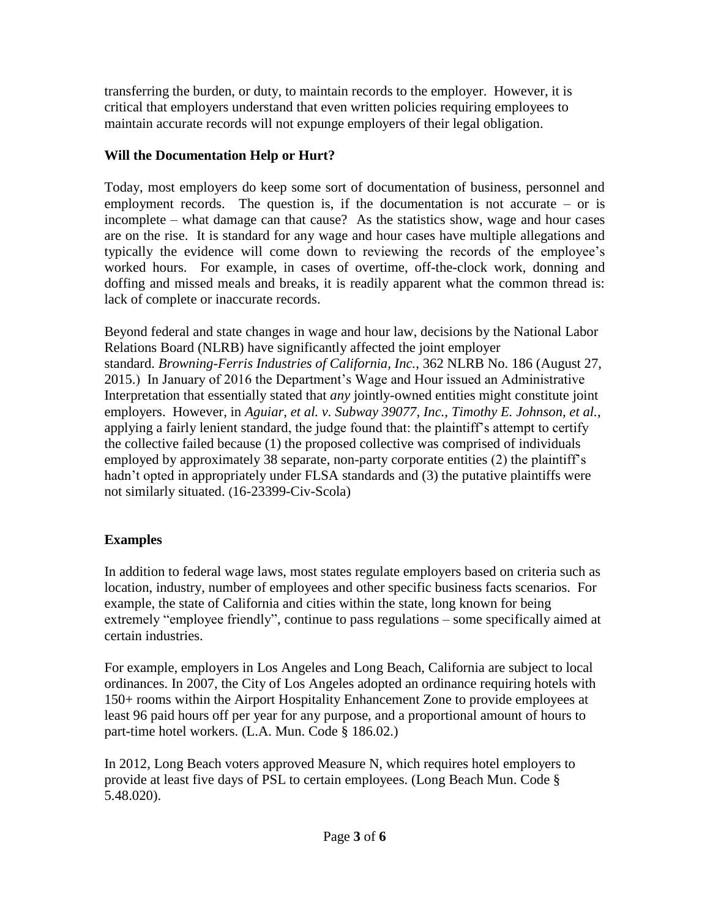transferring the burden, or duty, to maintain records to the employer. However, it is critical that employers understand that even written policies requiring employees to maintain accurate records will not expunge employers of their legal obligation.

### Will the Documentation Help or Hurt?

Today, most employers do keep some sort of documentation of business, personnel and employment records. The question is, if the documentation is not accurate – or is incomplete – what damage can that cause? As the statistics show, wage and hour cases are on the rise. It is standard for any wage and hour cases have multiple allegations and typically the evidence will come down to reviewing the records of the employee's worked hours. For example, in cases of overtime, off-the-clock work, donning and doffing and missed meals and breaks, it is readily apparent what the common thread is: lack of complete or inaccurate records.

Beyond federal and state changes in wage and hour law, decisions by the National Labor Relations Board (NLRB) have significantly affected the joint employer standard. *Browning-Ferris Industries of California, Inc.*, 362 NLRB No. 186 (August 27, 2015.) In January of 2016 the Department's Wage and Hour issued an Administrative Interpretation that essentially stated that *any* jointly-owned entities might constitute joint employers. However, in *Aguiar, et al. v. Subway 39077, Inc., Timothy E. Johnson, et al.*, applying a fairly lenient standard, the judge found that: the plaintiff's attempt to certify the collective failed because (1) the proposed collective was comprised of individuals employed by approximately 38 separate, non-party corporate entities (2) the plaintiff's hadn't opted in appropriately under FLSA standards and (3) the putative plaintiffs were not similarly situated. (16-23399-Civ-Scola)

### Examples

In addition to federal wage laws, most states regulate employers based on criteria such as location, industry, number of employees and other specific business facts scenarios. For example, the state of California and cities within the state, long known for being extremely "employee friendly", continue to pass regulations – some specifically aimed at certain industries.

For example, employers in Los Angeles and Long Beach, California are subject to local ordinances. In 2007, the City of Los Angeles adopted an ordinance requiring hotels with 150+ rooms within the Airport Hospitality Enhancement Zone to provide employees at least 96 paid hours off per year for any purpose, and a proportional amount of hours to part-time hotel workers. (L.A. Mun. Code § 186.02.)

In 2012, Long Beach voters approved Measure N, which requires hotel employers to provide at least five days of PSL to certain employees. (Long Beach Mun. Code § 5.48.020).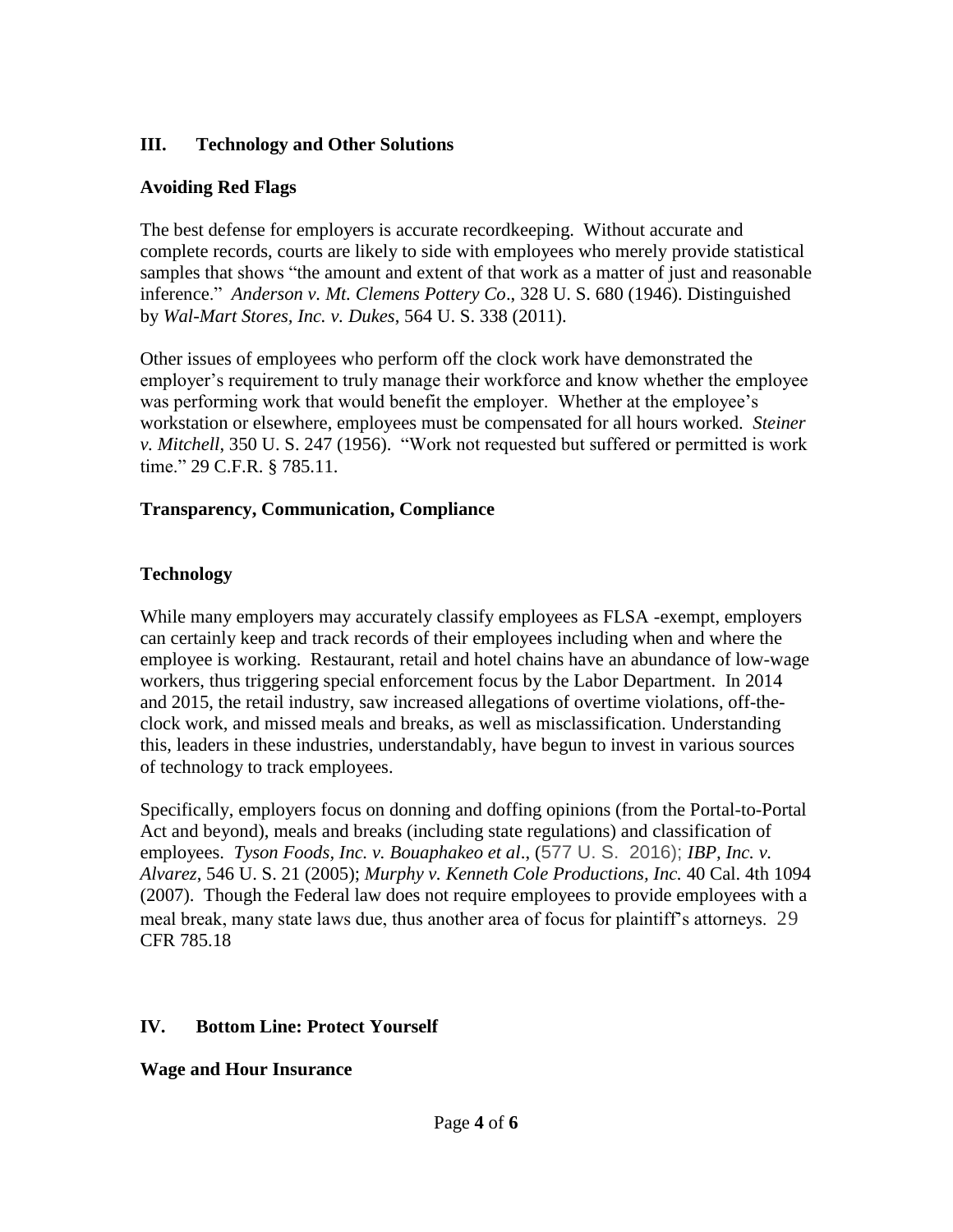## III. Technology and Other Solutions

### Avoiding Red Flags

The best defense for employers is accurate recordkeeping. Without accurate and complete records, courts are likely to side with employees who merely provide statistical samples that shows "the amount and extent of that work as a matter of just and reasonable inference." *Anderson v. Mt. Clemens Pottery Co*., 328 U. S. 680 (1946). Distinguished by *Wal-Mart Stores, Inc. v. Dukes*, 564 U. S. 338 (2011).

Other issues of employees who perform off the clock work have demonstrated the employer's requirement to truly manage their workforce and know whether the employee was performing work that would benefit the employer. Whether at the employee's workstation or elsewhere, employees must be compensated for all hours worked. *Steiner v. Mitchell*, 350 U. S. 247 (1956). "Work not requested but suffered or permitted is work time." 29 C.F.R. § 785.11.

### Transparency, Communication, Compliance

### Technology

While many employers may accurately classify employees as FLSA -exempt, employers can certainly keep and track records of their employees including when and where the employee is working. Restaurant, retail and hotel chains have an abundance of low-wage workers, thus triggering special enforcement focus by the Labor Department. In 2014 and 2015, the retail industry, saw increased allegations of overtime violations, off-the-clock work, and missed meals and breaks, as well as misclassification. Understanding this, leaders in these industries, understandably, have begun to invest in various sources of technology to track employees.

Specifically, employers focus on donning and doffing opinions (from the Portal-to-Portal Act and beyond), meals and breaks (including state regulations) and classification of employees. *Tyson Foods, Inc. v. Bouaphakeo et al*., (577 U. S. 2016); *IBP, Inc. v. Alvarez*, 546 U. S. 21 (2005); *Murphy v. Kenneth Cole Productions, Inc.* 40 Cal. 4th 1094 (2007). Though the Federal law does not require employees to provide employees with a meal break, many state laws due, thus another area of focus for plaintiff's attorneys. 29 CFR 785.18

## IV. Bottom Line: Protect Yourself

### Wage and Hour Insurance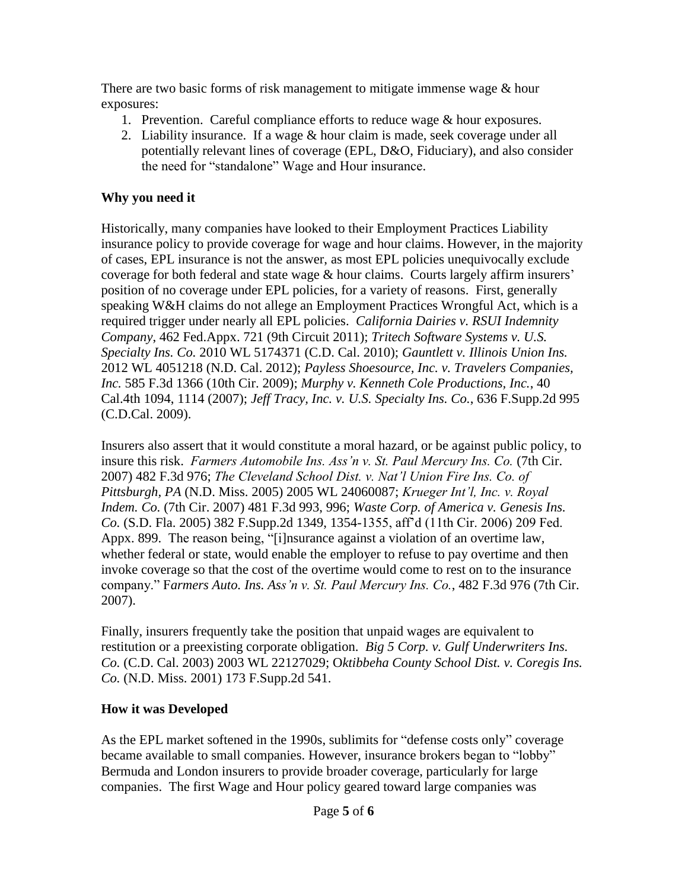There are two basic forms of risk management to mitigate immense wage & hour exposures:

1. Prevention. Careful compliance efforts to reduce wage & hour exposures.
2. Liability insurance. If a wage & hour claim is made, seek coverage under all potentially relevant lines of coverage (EPL, D&O, Fiduciary), and also consider the need for "standalone" Wage and Hour insurance.

**Why you need it**

Historically, many companies have looked to their Employment Practices Liability insurance policy to provide coverage for wage and hour claims. However, in the majority of cases, EPL insurance is not the answer, as most EPL policies unequivocally exclude coverage for both federal and state wage & hour claims. Courts largely affirm insurers' position of no coverage under EPL policies, for a variety of reasons. First, generally speaking W&H claims do not allege an Employment Practices Wrongful Act, which is a required trigger under nearly all EPL policies. *California Dairies v. RSUI Indemnity Company*, 462 Fed.Appx. 721 (9th Circuit 2011); *Tritech Software Systems v. U.S. Specialty Ins. Co.* 2010 WL 5174371 (C.D. Cal. 2010); *Gauntlett v. Illinois Union Ins.* 2012 WL 4051218 (N.D. Cal. 2012); *Payless Shoesource, Inc. v. Travelers Companies, Inc.* 585 F.3d 1366 (10th Cir. 2009); *Murphy v. Kenneth Cole Productions, Inc.*, 40 Cal.4th 1094, 1114 (2007); *Jeff Tracy, Inc. v. U.S. Specialty Ins. Co.*, 636 F.Supp.2d 995 (C.D.Cal. 2009).

Insurers also assert that it would constitute a moral hazard, or be against public policy, to insure this risk. *Farmers Automobile Ins. Ass'n v. St. Paul Mercury Ins. Co.* (7th Cir. 2007) 482 F.3d 976; *The Cleveland School Dist. v. Nat'l Union Fire Ins. Co. of Pittsburgh, PA* (N.D. Miss. 2005) 2005 WL 24060087; *Krueger Int'l, Inc. v. Royal Indem. Co.* (7th Cir. 2007) 481 F.3d 993, 996; *Waste Corp. of America v. Genesis Ins. Co.* (S.D. Fla. 2005) 382 F.Supp.2d 1349, 1354-1355, aff'd (11th Cir. 2006) 209 Fed. Appx. 899. The reason being, "[i]nsurance against a violation of an overtime law, whether federal or state, would enable the employer to refuse to pay overtime and then invoke coverage so that the cost of the overtime would come to rest on to the insurance company." F*armers Auto. Ins. Ass'n v. St. Paul Mercury Ins. Co.*, 482 F.3d 976 (7th Cir. 2007).

Finally, insurers frequently take the position that unpaid wages are equivalent to restitution or a preexisting corporate obligation. *Big 5 Corp. v. Gulf Underwriters Ins. Co.* (C.D. Cal. 2003) 2003 WL 22127029; O*ktibbeha County School Dist. v. Coregis Ins. Co.* (N.D. Miss. 2001) 173 F.Supp.2d 541.

**How it was Developed**

As the EPL market softened in the 1990s, sublimits for "defense costs only" coverage became available to small companies. However, insurance brokers began to "lobby" Bermuda and London insurers to provide broader coverage, particularly for large companies. The first Wage and Hour policy geared toward large companies was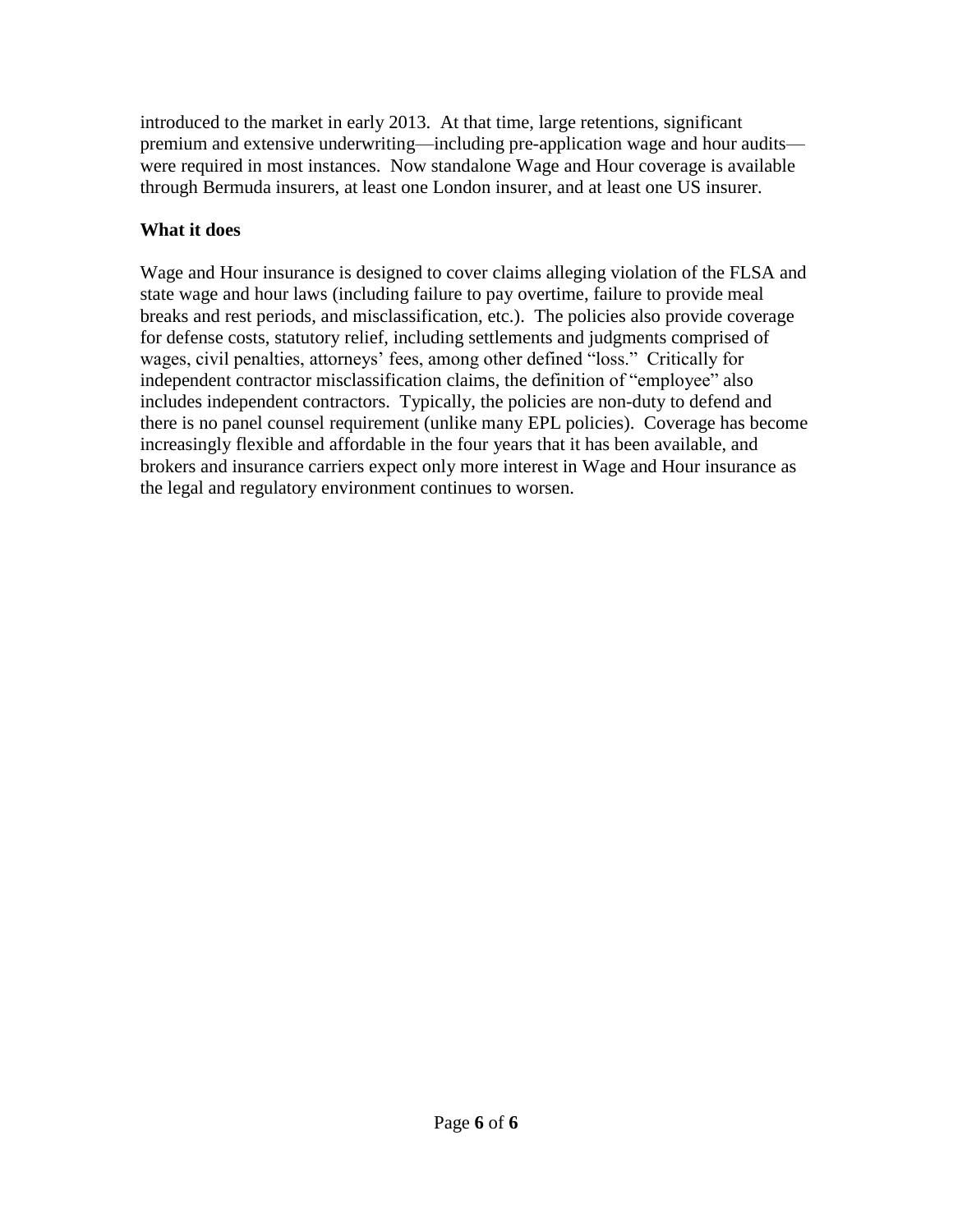introduced to the market in early 2013. At that time, large retentions, significant premium and extensive underwriting—including pre-application wage and hour audits—were required in most instances. Now standalone Wage and Hour coverage is available through Bermuda insurers, at least one London insurer, and at least one US insurer.

**What it does**

Wage and Hour insurance is designed to cover claims alleging violation of the FLSA and state wage and hour laws (including failure to pay overtime, failure to provide meal breaks and rest periods, and misclassification, etc.). The policies also provide coverage for defense costs, statutory relief, including settlements and judgments comprised of wages, civil penalties, attorneys' fees, among other defined "loss." Critically for independent contractor misclassification claims, the definition of "employee" also includes independent contractors. Typically, the policies are non-duty to defend and there is no panel counsel requirement (unlike many EPL policies). Coverage has become increasingly flexible and affordable in the four years that it has been available, and brokers and insurance carriers expect only more interest in Wage and Hour insurance as the legal and regulatory environment continues to worsen.